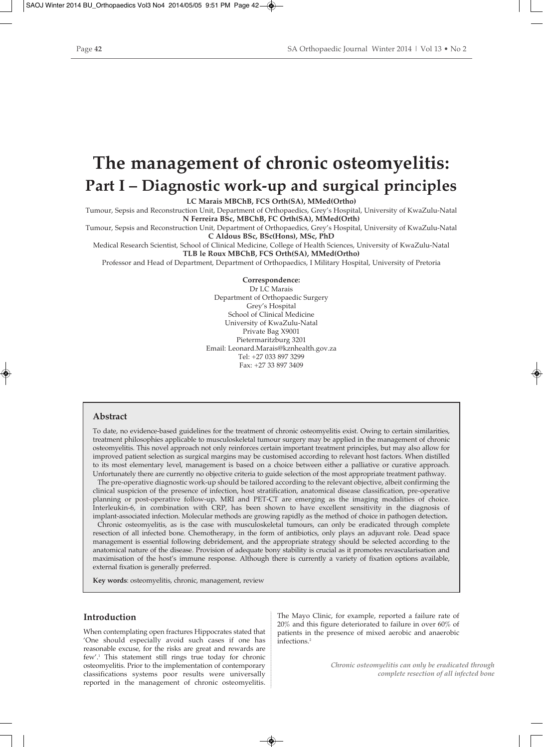# The management of chronic osteomyelitis:

## Part I – Diagnostic work-up and surgical principles

**LC Marais MBChB, FCS Orth(SA), MMed(Ortho)**
Tumour, Sepsis and Reconstruction Unit, Department of Orthopaedics, Grey's Hospital, University of KwaZulu-Natal
**N Ferreira BSc, MBChB, FC Orth(SA), MMed(Orth)**
Tumour, Sepsis and Reconstruction Unit, Department of Orthopaedics, Grey's Hospital, University of KwaZulu-Natal
**C Aldous BSc, BSc(Hons), MSc, PhD**
Medical Research Scientist, School of Clinical Medicine, College of Health Sciences, University of KwaZulu-Natal
**TLB le Roux MBChB, FCS Orth(SA), MMed(Ortho)**
Professor and Head of Department, Department of Orthopaedics, I Military Hospital, University of Pretoria

**Correspondence:**
Dr LC Marais
Department of Orthopaedic Surgery
Grey's Hospital
School of Clinical Medicine
University of KwaZulu-Natal
Private Bag X9001
Pietermaritzburg 3201
Email: Leonard.Marais@kznhealth.gov.za
Tel: +27 033 897 3299
Fax: +27 33 897 3409

### Abstract

To date, no evidence-based guidelines for the treatment of chronic osteomyelitis exist. Owing to certain similarities, treatment philosophies applicable to musculoskeletal tumour surgery may be applied in the management of chronic osteomyelitis. This novel approach not only reinforces certain important treatment principles, but may also allow for improved patient selection as surgical margins may be customised according to relevant host factors. When distilled to its most elementary level, management is based on a choice between either a palliative or curative approach. Unfortunately there are currently no objective criteria to guide selection of the most appropriate treatment pathway.

The pre-operative diagnostic work-up should be tailored according to the relevant objective, albeit confirming the clinical suspicion of the presence of infection, host stratification, anatomical disease classification, pre-operative planning or post-operative follow-up. MRI and PET-CT are emerging as the imaging modalities of choice. Interleukin-6, in combination with CRP, has been shown to have excellent sensitivity in the diagnosis of implant-associated infection. Molecular methods are growing rapidly as the method of choice in pathogen detection.

Chronic osteomyelitis, as is the case with musculoskeletal tumours, can only be eradicated through complete resection of all infected bone. Chemotherapy, in the form of antibiotics, only plays an adjuvant role. Dead space management is essential following debridement, and the appropriate strategy should be selected according to the anatomical nature of the disease. Provision of adequate bony stability is crucial as it promotes revascularisation and maximisation of the host's immune response. Although there is currently a variety of fixation options available, external fixation is generally preferred.

**Key words**: osteomyelitis, chronic, management, review

### Introduction

When contemplating open fractures Hippocrates stated that 'One should especially avoid such cases if one has reasonable excuse, for the risks are great and rewards are few'.[1] This statement still rings true today for chronic osteomyelitis. Prior to the implementation of contemporary classifications systems poor results were universally reported in the management of chronic osteomyelitis. The Mayo Clinic, for example, reported a failure rate of 20% and this figure deteriorated to failure in over 60% of patients in the presence of mixed aerobic and anaerobic infections.[2]

*Chronic osteomyelitis can only be eradicated through complete resection of all infected bone*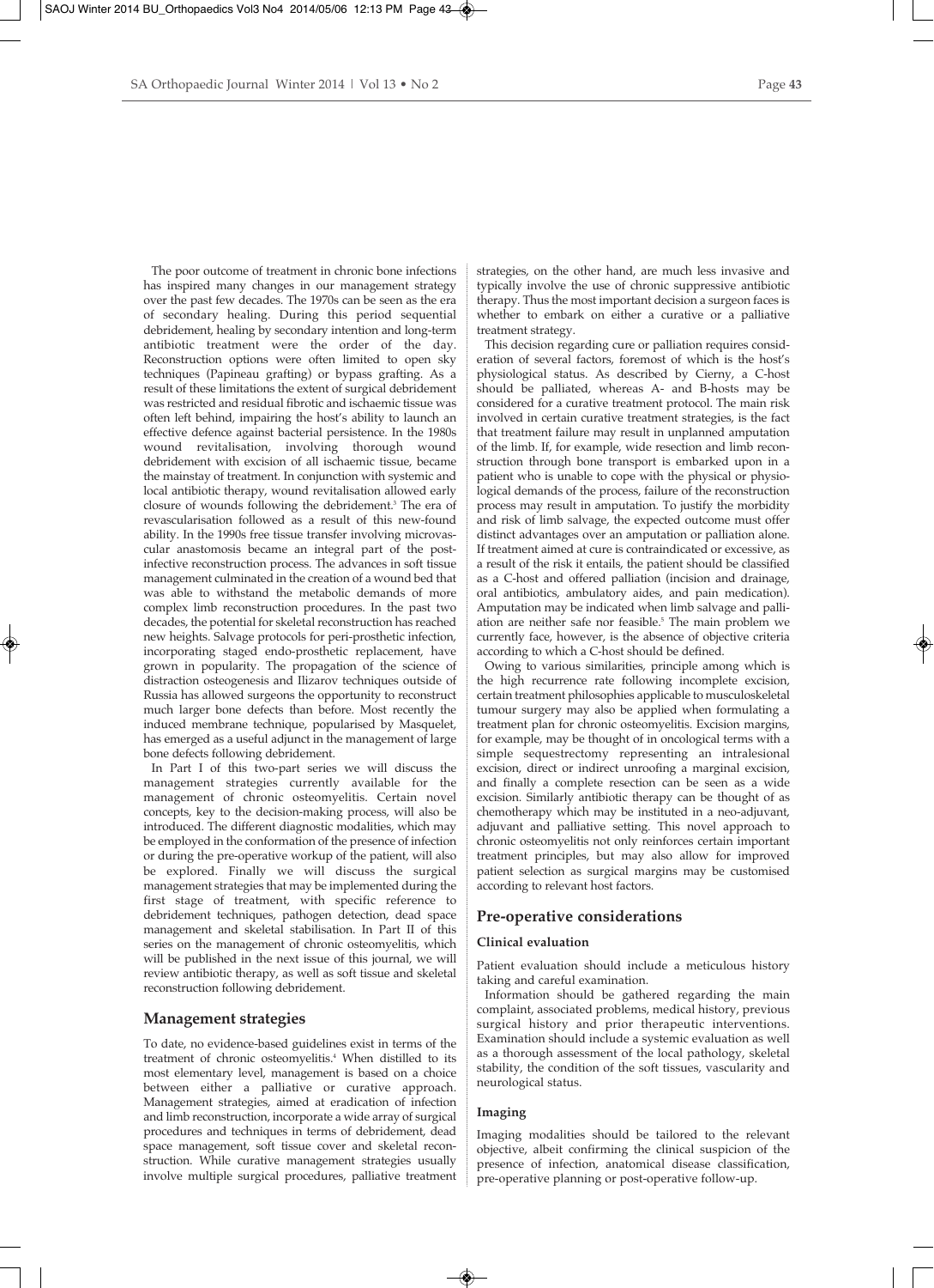The poor outcome of treatment in chronic bone infections has inspired many changes in our management strategy over the past few decades. The 1970s can be seen as the era of secondary healing. During this period sequential debridement, healing by secondary intention and long-term antibiotic treatment were the order of the day. Reconstruction options were often limited to open sky techniques (Papineau grafting) or bypass grafting. As a result of these limitations the extent of surgical debridement was restricted and residual fibrotic and ischaemic tissue was often left behind, impairing the host's ability to launch an effective defence against bacterial persistence. In the 1980s wound revitalisation, involving thorough wound debridement with excision of all ischaemic tissue, became the mainstay of treatment. In conjunction with systemic and local antibiotic therapy, wound revitalisation allowed early closure of wounds following the debridement.[3] The era of revascularisation followed as a result of this new-found ability. In the 1990s free tissue transfer involving microvascular anastomosis became an integral part of the post-infective reconstruction process. The advances in soft tissue management culminated in the creation of a wound bed that was able to withstand the metabolic demands of more complex limb reconstruction procedures. In the past two decades, the potential for skeletal reconstruction has reached new heights. Salvage protocols for peri-prosthetic infection, incorporating staged endo-prosthetic replacement, have grown in popularity. The propagation of the science of distraction osteogenesis and Ilizarov techniques outside of Russia has allowed surgeons the opportunity to reconstruct much larger bone defects than before. Most recently the induced membrane technique, popularised by Masquelet, has emerged as a useful adjunct in the management of large bone defects following debridement.

In Part I of this two-part series we will discuss the management strategies currently available for the management of chronic osteomyelitis. Certain novel concepts, key to the decision-making process, will also be introduced. The different diagnostic modalities, which may be employed in the conformation of the presence of infection or during the pre-operative workup of the patient, will also be explored. Finally we will discuss the surgical management strategies that may be implemented during the first stage of treatment, with specific reference to debridement techniques, pathogen detection, dead space management and skeletal stabilisation. In Part II of this series on the management of chronic osteomyelitis, which will be published in the next issue of this journal, we will review antibiotic therapy, as well as soft tissue and skeletal reconstruction following debridement.

## Management strategies

To date, no evidence-based guidelines exist in terms of the treatment of chronic osteomyelitis.[4] When distilled to its most elementary level, management is based on a choice between either a palliative or curative approach. Management strategies, aimed at eradication of infection and limb reconstruction, incorporate a wide array of surgical procedures and techniques in terms of debridement, dead space management, soft tissue cover and skeletal reconstruction. While curative management strategies usually involve multiple surgical procedures, palliative treatment strategies, on the other hand, are much less invasive and typically involve the use of chronic suppressive antibiotic therapy. Thus the most important decision a surgeon faces is whether to embark on either a curative or a palliative treatment strategy.

This decision regarding cure or palliation requires consideration of several factors, foremost of which is the host's physiological status. As described by Cierny, a C-host should be palliated, whereas A- and B-hosts may be considered for a curative treatment protocol. The main risk involved in certain curative treatment strategies, is the fact that treatment failure may result in unplanned amputation of the limb. If, for example, wide resection and limb reconstruction through bone transport is embarked upon in a patient who is unable to cope with the physical or physiological demands of the process, failure of the reconstruction process may result in amputation. To justify the morbidity and risk of limb salvage, the expected outcome must offer distinct advantages over an amputation or palliation alone. If treatment aimed at cure is contraindicated or excessive, as a result of the risk it entails, the patient should be classified as a C-host and offered palliation (incision and drainage, oral antibiotics, ambulatory aides, and pain medication). Amputation may be indicated when limb salvage and palliation are neither safe nor feasible.[5] The main problem we currently face, however, is the absence of objective criteria according to which a C-host should be defined.

Owing to various similarities, principle among which is the high recurrence rate following incomplete excision, certain treatment philosophies applicable to musculoskeletal tumour surgery may also be applied when formulating a treatment plan for chronic osteomyelitis. Excision margins, for example, may be thought of in oncological terms with a simple sequestrectomy representing an intralesional excision, direct or indirect unroofing a marginal excision, and finally a complete resection can be seen as a wide excision. Similarly antibiotic therapy can be thought of as chemotherapy which may be instituted in a neo-adjuvant, adjuvant and palliative setting. This novel approach to chronic osteomyelitis not only reinforces certain important treatment principles, but may also allow for improved patient selection as surgical margins may be customised according to relevant host factors.

## Pre-operative considerations

### Clinical evaluation

Patient evaluation should include a meticulous history taking and careful examination.

Information should be gathered regarding the main complaint, associated problems, medical history, previous surgical history and prior therapeutic interventions. Examination should include a systemic evaluation as well as a thorough assessment of the local pathology, skeletal stability, the condition of the soft tissues, vascularity and neurological status.

### Imaging

Imaging modalities should be tailored to the relevant objective, albeit confirming the clinical suspicion of the presence of infection, anatomical disease classification, pre-operative planning or post-operative follow-up.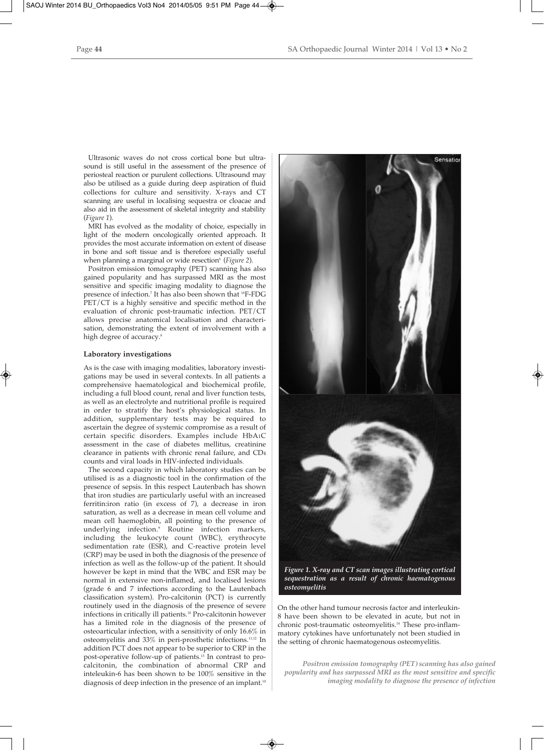Ultrasonic waves do not cross cortical bone but ultrasound is still useful in the assessment of the presence of periosteal reaction or purulent collections. Ultrasound may also be utilised as a guide during deep aspiration of fluid collections for culture and sensitivity. X-rays and CT scanning are useful in localising sequestra or cloacae and also aid in the assessment of skeletal integrity and stability (*Figure 1*).

MRI has evolved as the modality of choice, especially in light of the modern oncologically oriented approach. It provides the most accurate information on extent of disease in bone and soft tissue and is therefore especially useful when planning a marginal or wide resection[6] (*Figure 2*).

Positron emission tomography (PET) scanning has also gained popularity and has surpassed MRI as the most sensitive and specific imaging modality to diagnose the presence of infection.[7] It has also been shown that $^{18}$F-FDG PET/CT is a highly sensitive and specific method in the evaluation of chronic post-traumatic infection. PET/CT allows precise anatomical localisation and characterisation, demonstrating the extent of involvement with a high degree of accuracy.[8]

**Laboratory investigations**

As is the case with imaging modalities, laboratory investigations may be used in several contexts. In all patients a comprehensive haematological and biochemical profile, including a full blood count, renal and liver function tests, as well as an electrolyte and nutritional profile is required in order to stratify the host's physiological status. In addition, supplementary tests may be required to ascertain the degree of systemic compromise as a result of certain specific disorders. Examples include $HbA_1C$ assessment in the case of diabetes mellitus, creatinine clearance in patients with chronic renal failure, and $CD_4$ counts and viral loads in HIV-infected individuals.

The second capacity in which laboratory studies can be utilised is as a diagnostic tool in the confirmation of the presence of sepsis. In this respect Lautenbach has shown that iron studies are particularly useful with an increased ferritin:iron ratio (in excess of 7), a decrease in iron saturation, as well as a decrease in mean cell volume and mean cell haemoglobin, all pointing to the presence of underlying infection.[9] Routine infection markers, including the leukocyte count (WBC), erythrocyte sedimentation rate (ESR), and C-reactive protein level (CRP) may be used in both the diagnosis of the presence of infection as well as the follow-up of the patient. It should however be kept in mind that the WBC and ESR may be normal in extensive non-inflamed, and localised lesions (grade 6 and 7 infections according to the Lautenbach classification system). Pro-calcitonin (PCT) is currently routinely used in the diagnosis of the presence of severe infections in critically ill patients.[10] Pro-calcitonin however has a limited role in the diagnosis of the presence of osteoarticular infection, with a sensitivity of only 16.6% in osteomyelitis and 33% in peri-prosthetic infections.[11,12] In addition PCT does not appear to be superior to CRP in the post-operative follow-up of patients.[13] In contrast to pro-calcitonin, the combination of abnormal CRP and inteleukin-6 has been shown to be 100% sensitive in the diagnosis of deep infection in the presence of an implant.[10]

*Figure 1. X-ray and CT scan images illustrating cortical sequestration as a result of chronic haematogenous osteomyelitis*

On the other hand tumour necrosis factor and interleukin-8 have been shown to be elevated in acute, but not in chronic post-traumatic osteomyelitis.[14] These pro-inflammatory cytokines have unfortunately not been studied in the setting of chronic haematogenous osteomyelitis.

*Positron emission tomography (PET) scanning has also gained popularity and has surpassed MRI as the most sensitive and specific imaging modality to diagnose the presence of infection*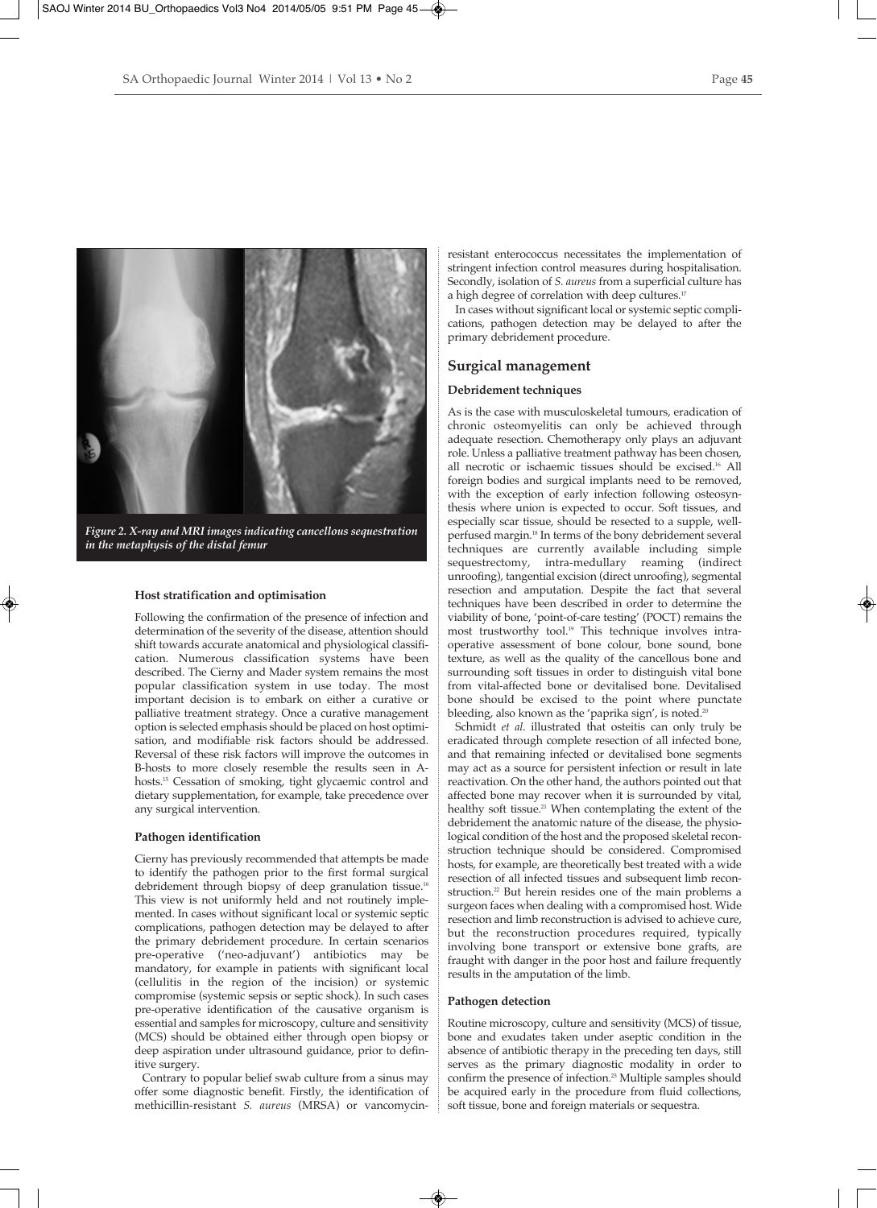*Figure 2. X-ray and MRI images indicating cancellous sequestration in the metaphysis of the distal femur*

#### Host stratification and optimisation

Following the confirmation of the presence of infection and determination of the severity of the disease, attention should shift towards accurate anatomical and physiological classification. Numerous classification systems have been described. The Cierny and Mader system remains the most popular classification system in use today. The most important decision is to embark on either a curative or palliative treatment strategy. Once a curative management option is selected emphasis should be placed on host optimisation, and modifiable risk factors should be addressed. Reversal of these risk factors will improve the outcomes in B-hosts to more closely resemble the results seen in A-hosts.[15] Cessation of smoking, tight glycaemic control and dietary supplementation, for example, take precedence over any surgical intervention.

#### Pathogen identification

Cierny has previously recommended that attempts be made to identify the pathogen prior to the first formal surgical debridement through biopsy of deep granulation tissue.[16] This view is not uniformly held and not routinely implemented. In cases without significant local or systemic septic complications, pathogen detection may be delayed to after the primary debridement procedure. In certain scenarios pre-operative ('neo-adjuvant') antibiotics may be mandatory, for example in patients with significant local (cellulitis in the region of the incision) or systemic compromise (systemic sepsis or septic shock). In such cases pre-operative identification of the causative organism is essential and samples for microscopy, culture and sensitivity (MCS) should be obtained either through open biopsy or deep aspiration under ultrasound guidance, prior to definitive surgery.

Contrary to popular belief swab culture from a sinus may offer some diagnostic benefit. Firstly, the identification of methicillin-resistant *S. aureus* (MRSA) or vancomycin-resistant enterococcus necessitates the implementation of stringent infection control measures during hospitalisation. Secondly, isolation of *S. aureus* from a superficial culture has a high degree of correlation with deep cultures.[17]

In cases without significant local or systemic septic complications, pathogen detection may be delayed to after the primary debridement procedure.

## Surgical management

#### Debridement techniques

As is the case with musculoskeletal tumours, eradication of chronic osteomyelitis can only be achieved through adequate resection. Chemotherapy only plays an adjuvant role. Unless a palliative treatment pathway has been chosen, all necrotic or ischaemic tissues should be excised.[16] All foreign bodies and surgical implants need to be removed, with the exception of early infection following osteosynthesis where union is expected to occur. Soft tissues, and especially scar tissue, should be resected to a supple, well-perfused margin.[18] In terms of the bony debridement several techniques are currently available including simple sequestrectomy, intra-medullary reaming (indirect unroofing), tangential excision (direct unroofing), segmental resection and amputation. Despite the fact that several techniques have been described in order to determine the viability of bone, 'point-of-care testing' (POCT) remains the most trustworthy tool.[19] This technique involves intra-operative assessment of bone colour, bone sound, bone texture, as well as the quality of the cancellous bone and surrounding soft tissues in order to distinguish vital bone from vital-affected bone or devitalised bone. Devitalised bone should be excised to the point where punctate bleeding, also known as the 'paprika sign', is noted.[20]

Schmidt *et al.* illustrated that osteitis can only truly be eradicated through complete resection of all infected bone, and that remaining infected or devitalised bone segments may act as a source for persistent infection or result in late reactivation. On the other hand, the authors pointed out that affected bone may recover when it is surrounded by vital, healthy soft tissue.[21] When contemplating the extent of the debridement the anatomic nature of the disease, the physiological condition of the host and the proposed skeletal reconstruction technique should be considered. Compromised hosts, for example, are theoretically best treated with a wide resection of all infected tissues and subsequent limb reconstruction.[22] But herein resides one of the main problems a surgeon faces when dealing with a compromised host. Wide resection and limb reconstruction is advised to achieve cure, but the reconstruction procedures required, typically involving bone transport or extensive bone grafts, are fraught with danger in the poor host and failure frequently results in the amputation of the limb.

#### Pathogen detection

Routine microscopy, culture and sensitivity (MCS) of tissue, bone and exudates taken under aseptic condition in the absence of antibiotic therapy in the preceding ten days, still serves as the primary diagnostic modality in order to confirm the presence of infection.[23] Multiple samples should be acquired early in the procedure from fluid collections, soft tissue, bone and foreign materials or sequestra.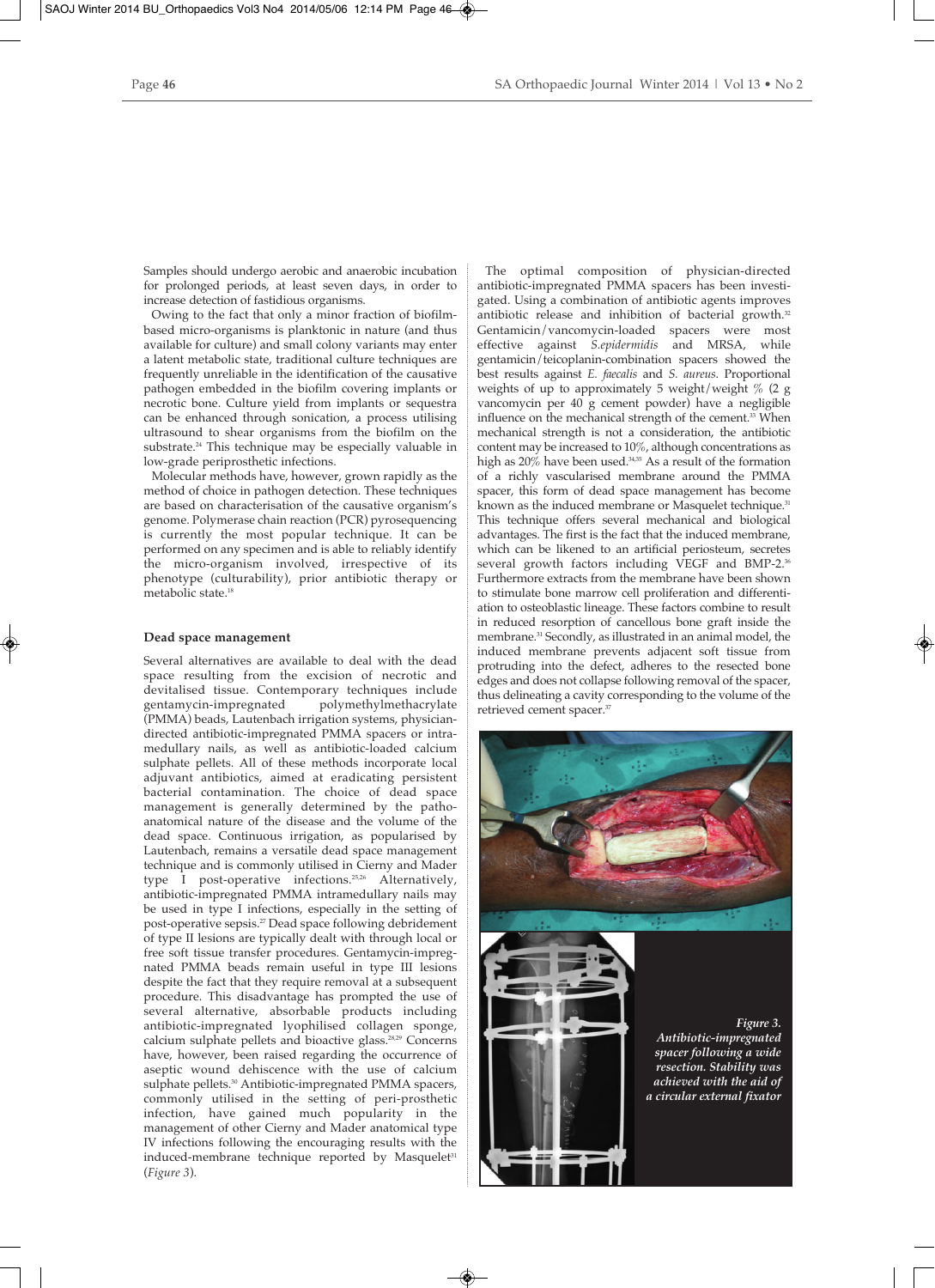Samples should undergo aerobic and anaerobic incubation for prolonged periods, at least seven days, in order to increase detection of fastidious organisms.

Owing to the fact that only a minor fraction of biofilm-based micro-organisms is planktonic in nature (and thus available for culture) and small colony variants may enter a latent metabolic state, traditional culture techniques are frequently unreliable in the identification of the causative pathogen embedded in the biofilm covering implants or necrotic bone. Culture yield from implants or sequestra can be enhanced through sonication, a process utilising ultrasound to shear organisms from the biofilm on the substrate.[24] This technique may be especially valuable in low-grade periprosthetic infections.

Molecular methods have, however, grown rapidly as the method of choice in pathogen detection. These techniques are based on characterisation of the causative organism's genome. Polymerase chain reaction (PCR) pyrosequencing is currently the most popular technique. It can be performed on any specimen and is able to reliably identify the micro-organism involved, irrespective of its phenotype (culturability), prior antibiotic therapy or metabolic state.[18]

### Dead space management

Several alternatives are available to deal with the dead space resulting from the excision of necrotic and devitalised tissue. Contemporary techniques include gentamycin-impregnated polymethylmethacrylate (PMMA) beads, Lautenbach irrigation systems, physician-directed antibiotic-impregnated PMMA spacers or intramedullary nails, as well as antibiotic-loaded calcium sulphate pellets. All of these methods incorporate local adjuvant antibiotics, aimed at eradicating persistent bacterial contamination. The choice of dead space management is generally determined by the patho-anatomical nature of the disease and the volume of the dead space. Continuous irrigation, as popularised by Lautenbach, remains a versatile dead space management technique and is commonly utilised in Cierny and Mader type I post-operative infections.[25,26] Alternatively, antibiotic-impregnated PMMA intramedullary nails may be used in type I infections, especially in the setting of post-operative sepsis.[27] Dead space following debridement of type II lesions are typically dealt with through local or free soft tissue transfer procedures. Gentamycin-impregnated PMMA beads remain useful in type III lesions despite the fact that they require removal at a subsequent procedure. This disadvantage has prompted the use of several alternative, absorbable products including antibiotic-impregnated lyophilised collagen sponge, calcium sulphate pellets and bioactive glass.[28,29] Concerns have, however, been raised regarding the occurrence of aseptic wound dehiscence with the use of calcium sulphate pellets.[30] Antibiotic-impregnated PMMA spacers, commonly utilised in the setting of peri-prosthetic infection, have gained much popularity in the management of other Cierny and Mader anatomical type IV infections following the encouraging results with the induced-membrane technique reported by Masquelet[31] (*Figure 3*).

The optimal composition of physician-directed antibiotic-impregnated PMMA spacers has been investigated. Using a combination of antibiotic agents improves antibiotic release and inhibition of bacterial growth.[32] Gentamicin/vancomycin-loaded spacers were most effective against *S.epidermidis* and MRSA, while gentamicin/teicoplanin-combination spacers showed the best results against *E. faecalis* and *S. aureus*. Proportional weights of up to approximately 5 weight/weight % (2 g vancomycin per 40 g cement powder) have a negligible influence on the mechanical strength of the cement.[33] When mechanical strength is not a consideration, the antibiotic content may be increased to 10%, although concentrations as high as 20% have been used.[34,35] As a result of the formation of a richly vascularised membrane around the PMMA spacer, this form of dead space management has become known as the induced membrane or Masquelet technique.[31] This technique offers several mechanical and biological advantages. The first is the fact that the induced membrane, which can be likened to an artificial periosteum, secretes several growth factors including VEGF and BMP-2.[36] Furthermore extracts from the membrane have been shown to stimulate bone marrow cell proliferation and differentiation to osteoblastic lineage. These factors combine to result in reduced resorption of cancellous bone graft inside the membrane.[31] Secondly, as illustrated in an animal model, the induced membrane prevents adjacent soft tissue from protruding into the defect, adheres to the resected bone edges and does not collapse following removal of the spacer, thus delineating a cavity corresponding to the volume of the retrieved cement spacer.[37]

*Figure 3. Antibiotic-impregnated spacer following a wide resection. Stability was achieved with the aid of a circular external fixator*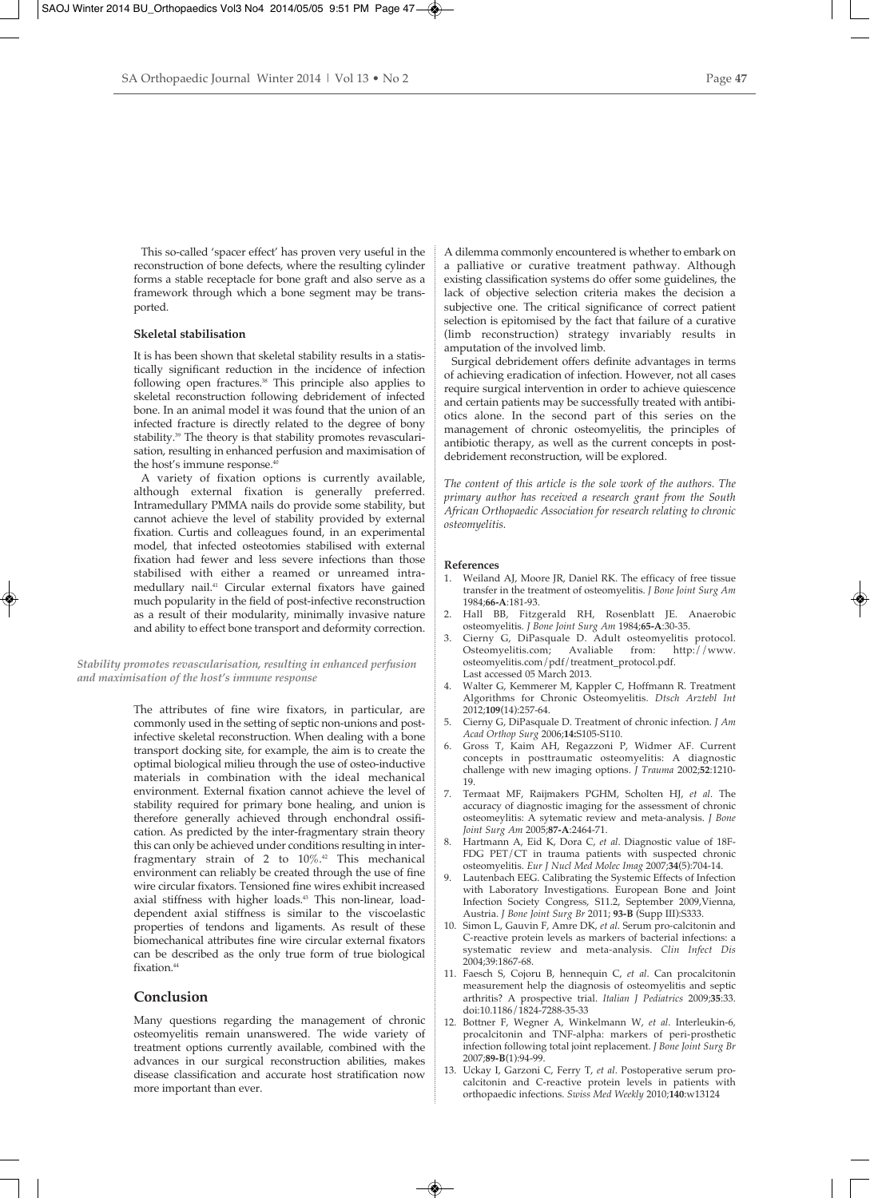This so-called 'spacer effect' has proven very useful in the reconstruction of bone defects, where the resulting cylinder forms a stable receptacle for bone graft and also serve as a framework through which a bone segment may be transported.

### Skeletal stabilisation

It is has been shown that skeletal stability results in a statistically significant reduction in the incidence of infection following open fractures.[38] This principle also applies to skeletal reconstruction following debridement of infected bone. In an animal model it was found that the union of an infected fracture is directly related to the degree of bony stability.[39] The theory is that stability promotes revascularisation, resulting in enhanced perfusion and maximisation of the host's immune response.[40]

A variety of fixation options is currently available, although external fixation is generally preferred. Intramedullary PMMA nails do provide some stability, but cannot achieve the level of stability provided by external fixation. Curtis and colleagues found, in an experimental model, that infected osteotomies stabilised with external fixation had fewer and less severe infections than those stabilised with either a reamed or unreamed intramedullary nail.[41] Circular external fixators have gained much popularity in the field of post-infective reconstruction as a result of their modularity, minimally invasive nature and ability to effect bone transport and deformity correction.

*Stability promotes revascularisation, resulting in enhanced perfusion and maximisation of the host's immune response*

The attributes of fine wire fixators, in particular, are commonly used in the setting of septic non-unions and post-infective skeletal reconstruction. When dealing with a bone transport docking site, for example, the aim is to create the optimal biological milieu through the use of osteo-inductive materials in combination with the ideal mechanical environment. External fixation cannot achieve the level of stability required for primary bone healing, and union is therefore generally achieved through enchondral ossification. As predicted by the inter-fragmentary strain theory this can only be achieved under conditions resulting in inter-fragmentary strain of 2 to 10%.[42] This mechanical environment can reliably be created through the use of fine wire circular fixators. Tensioned fine wires exhibit increased axial stiffness with higher loads.[43] This non-linear, load-dependent axial stiffness is similar to the viscoelastic properties of tendons and ligaments. As result of these biomechanical attributes fine wire circular external fixators can be described as the only true form of true biological fixation.[44]

## Conclusion

Many questions regarding the management of chronic osteomyelitis remain unanswered. The wide variety of treatment options currently available, combined with the advances in our surgical reconstruction abilities, makes disease classification and accurate host stratification now more important than ever.

A dilemma commonly encountered is whether to embark on a palliative or curative treatment pathway. Although existing classification systems do offer some guidelines, the lack of objective selection criteria makes the decision a subjective one. The critical significance of correct patient selection is epitomised by the fact that failure of a curative (limb reconstruction) strategy invariably results in amputation of the involved limb.

Surgical debridement offers definite advantages in terms of achieving eradication of infection. However, not all cases require surgical intervention in order to achieve quiescence and certain patients may be successfully treated with antibiotics alone. In the second part of this series on the management of chronic osteomyelitis, the principles of antibiotic therapy, as well as the current concepts in post-debridement reconstruction, will be explored.

*The content of this article is the sole work of the authors. The primary author has received a research grant from the South African Orthopaedic Association for research relating to chronic osteomyelitis.*

### References

1. Weiland AJ, Moore JR, Daniel RK. The efficacy of free tissue transfer in the treatment of osteomyelitis. *J Bone Joint Surg Am* 1984;**66-A**:181-93.
2. Hall BB, Fitzgerald RH, Rosenblatt JE. Anaerobic osteomyelitis. *J Bone Joint Surg Am* 1984;**65-A**:30-35.
3. Cierny G, DiPasquale D. Adult osteomyelitis protocol. Osteomyelitis.com; Avaliable from: http://www.osteomyelitis.com/pdf/treatment_protocol.pdf. Last accessed 05 March 2013.
4. Walter G, Kemmerer M, Kappler C, Hoffmann R. Treatment Algorithms for Chronic Osteomyelitis. *Dtsch Arztebl Int* 2012;**109**(14):257-64.
5. Cierny G, DiPasquale D. Treatment of chronic infection. *J Am Acad Orthop Surg* 2006;**14:**S105-S110.
6. Gross T, Kaim AH, Regazzoni P, Widmer AF. Current concepts in posttraumatic osteomyelitis: A diagnostic challenge with new imaging options. *J Trauma* 2002;**52**:1210-19.
7. Termaat MF, Raijmakers PGHM, Scholten HJ, *et al*. The accuracy of diagnostic imaging for the assessment of chronic osteomyelitis: A sytematic review and meta-analysis. *J Bone Joint Surg Am* 2005;**87-A**:2464-71.
8. Hartmann A, Eid K, Dora C, *et al*. Diagnostic value of 18F-FDG PET/CT in trauma patients with suspected chronic osteomyelitis. *Eur J Nucl Med Molec Imag* 2007;**34**(5):704-14.
9. Lautenbach EEG. Calibrating the Systemic Effects of Infection with Laboratory Investigations. European Bone and Joint Infection Society Congress, S11.2, September 2009,Vienna, Austria. *J Bone Joint Surg Br* 2011; **93-B** (Supp III):S333.
10. Simon L, Gauvin F, Amre DK, *et al*. Serum pro-calcitonin and C-reactive protein levels as markers of bacterial infections: a systematic review and meta-analysis. *Clin Infect Dis* 2004;39:1867-68.
11. Faesch S, Cojoru B, hennequin C, *et al*. Can procalcitonin measurement help the diagnosis of osteomyelitis and septic arthritis? A prospective trial. *Italian J Pediatrics* 2009;**35**:33. doi:10.1186/1824-7288-35-33
12. Bottner F, Wegner A, Winkelmann W, *et al*. Interleukin-6, procalcitonin and TNF-alpha: markers of peri-prosthetic infection following total joint replacement. *J Bone Joint Surg Br* 2007;**89-B**(1):94-99.
13. Uckay I, Garzoni C, Ferry T, *et al*. Postoperative serum procalcitonin and C-reactive protein levels in patients with orthopaedic infections. *Swiss Med Weekly* 2010;**140**:w13124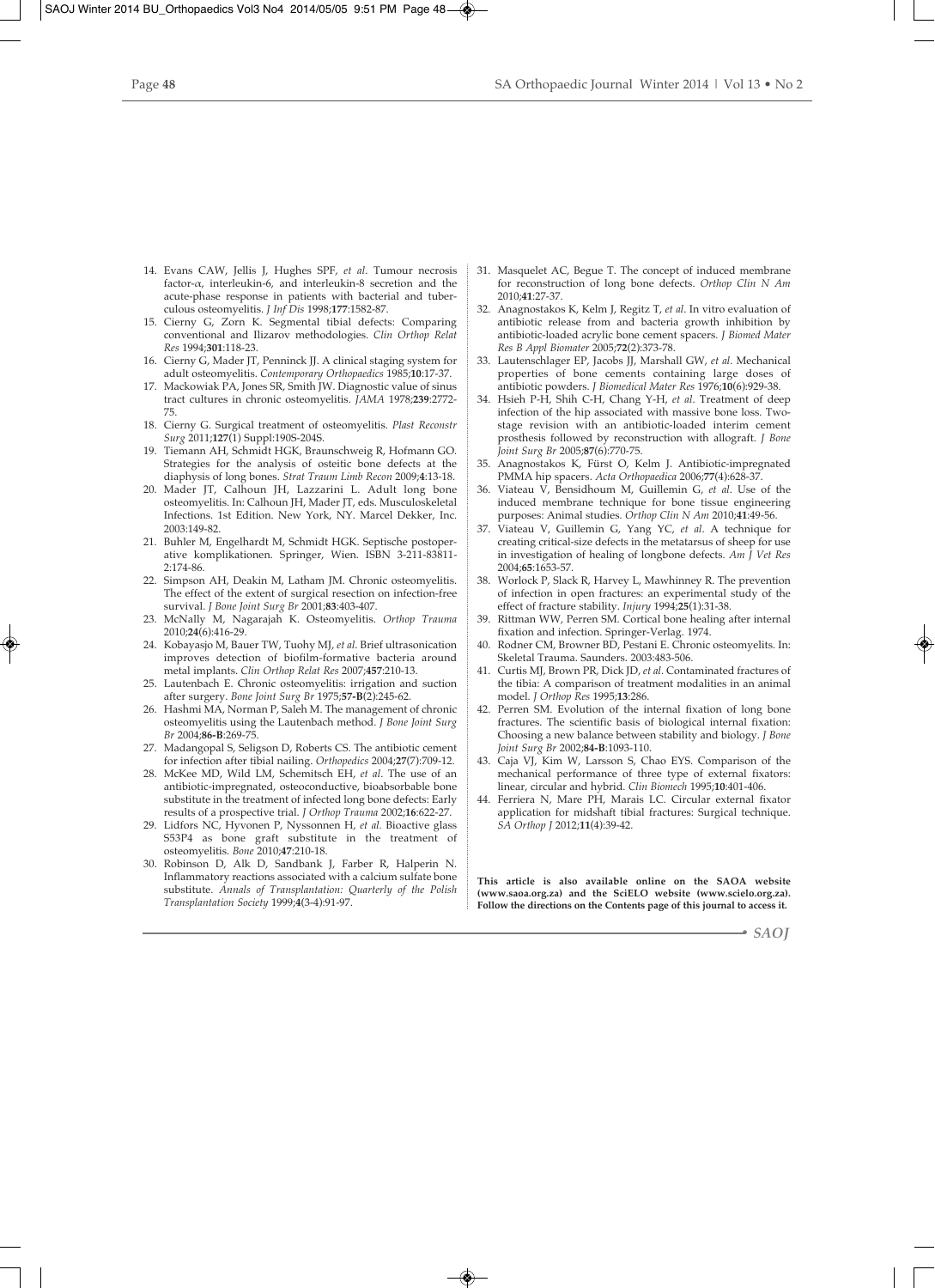14. Evans CAW, Jellis J, Hughes SPF, *et al*. Tumour necrosis factor-α, interleukin-6, and interleukin-8 secretion and the acute-phase response in patients with bacterial and tuberculous osteomyelitis. *J Inf Dis* 1998;**177**:1582-87.
15. Cierny G, Zorn K. Segmental tibial defects: Comparing conventional and Ilizarov methodologies. *Clin Orthop Relat Res* 1994;**301**:118-23.
16. Cierny G, Mader JT, Penninck JJ. A clinical staging system for adult osteomyelitis. *Contemporary Orthopaedics* 1985;**10**:17-37.
17. Mackowiak PA, Jones SR, Smith JW. Diagnostic value of sinus tract cultures in chronic osteomyelitis. *JAMA* 1978;**239**:2772-75.
18. Cierny G. Surgical treatment of osteomyelitis. *Plast Reconstr Surg* 2011;**127**(1) Suppl:190S-204S.
19. Tiemann AH, Schmidt HGK, Braunschweig R, Hofmann GO. Strategies for the analysis of osteitic bone defects at the diaphysis of long bones. *Strat Traum Limb Recon* 2009;**4**:13-18.
20. Mader JT, Calhoun JH, Lazzarini L. Adult long bone osteomyelitis. In: Calhoun JH, Mader JT, eds. Musculoskeletal Infections. 1st Edition. New York, NY. Marcel Dekker, Inc. 2003:149-82.
21. Buhler M, Engelhardt M, Schmidt HGK. Septische postoperative komplikationen. Springer, Wien. ISBN 3-211-83811-2:174-86.
22. Simpson AH, Deakin M, Latham JM. Chronic osteomyelitis. The effect of the extent of surgical resection on infection-free survival. *J Bone Joint Surg Br* 2001;**83**:403-407.
23. McNally M, Nagarajah K. Osteomyelitis. *Orthop Trauma* 2010;**24**(6):416-29.
24. Kobayasjo M, Bauer TW, Tuohy MJ, *et al*. Brief ultrasonication improves detection of biofilm-formative bacteria around metal implants. *Clin Orthop Relat Res* 2007;**457**:210-13.
25. Lautenbach E. Chronic osteomyelitis: irrigation and suction after surgery. *Bone Joint Surg Br* 1975;**57-B**(2):245-62.
26. Hashmi MA, Norman P, Saleh M. The management of chronic osteomyelitis using the Lautenbach method. *J Bone Joint Surg Br* 2004;**86-B**:269-75.
27. Madangopal S, Seligson D, Roberts CS. The antibiotic cement for infection after tibial nailing. *Orthopedics* 2004;**27**(7):709-12.
28. McKee MD, Wild LM, Schemitsch EH, *et al*. The use of an antibiotic-impregnated, osteoconductive, bioabsorbable bone substitute in the treatment of infected long bone defects: Early results of a prospective trial. *J Orthop Trauma* 2002;**16**:622-27.
29. Lidfors NC, Hyvonen P, Nyssonnen H, *et al*. Bioactive glass S53P4 as bone graft substitute in the treatment of osteomyelitis. *Bone* 2010;**47**:210-18.
30. Robinson D, Alk D, Sandbank J, Farber R, Halperin N. Inflammatory reactions associated with a calcium sulfate bone substitute. *Annals of Transplantation: Quarterly of the Polish Transplantation Society* 1999;**4**(3-4):91-97.
31. Masquelet AC, Begue T. The concept of induced membrane for reconstruction of long bone defects. *Orthop Clin N Am* 2010;**41**:27-37.
32. Anagnostakos K, Kelm J, Regitz T, *et al*. In vitro evaluation of antibiotic release from and bacteria growth inhibition by antibiotic-loaded acrylic bone cement spacers. *J Biomed Mater Res B Appl Biomater* 2005;**72**(2):373-78.
33. Lautenschlager EP, Jacobs JJ, Marshall GW, *et al*. Mechanical properties of bone cements containing large doses of antibiotic powders. *J Biomedical Mater Res* 1976;**10**(6):929-38.
34. Hsieh P-H, Shih C-H, Chang Y-H, *et al*. Treatment of deep infection of the hip associated with massive bone loss. Two-stage revision with an antibiotic-loaded interim cement prosthesis followed by reconstruction with allograft. *J Bone Joint Surg Br* 2005;**87**(6):770-75.
35. Anagnostakos K, Fürst O, Kelm J. Antibiotic-impregnated PMMA hip spacers. *Acta Orthopaedica* 2006;**77**(4):628-37.
36. Viateau V, Bensidhoum M, Guillemin G, *et al*. Use of the induced membrane technique for bone tissue engineering purposes: Animal studies. *Orthop Clin N Am* 2010;**41**:49-56.
37. Viateau V, Guillemin G, Yang YC, *et al*. A technique for creating critical-size defects in the metatarsus of sheep for use in investigation of healing of longbone defects. *Am J Vet Res* 2004;**65**:1653-57.
38. Worlock P, Slack R, Harvey L, Mawhinney R. The prevention of infection in open fractures: an experimental study of the effect of fracture stability. *Injury* 1994;**25**(1):31-38.
39. Rittman WW, Perren SM. Cortical bone healing after internal fixation and infection. Springer-Verlag. 1974.
40. Rodner CM, Browner BD, Pestani E. Chronic osteomyelits. In: Skeletal Trauma. Saunders. 2003:483-506.
41. Curtis MJ, Brown PR, Dick JD, *et al*. Contaminated fractures of the tibia: A comparison of treatment modalities in an animal model. *J Orthop Res* 1995;**13**:286.
42. Perren SM. Evolution of the internal fixation of long bone fractures. The scientific basis of biological internal fixation: Choosing a new balance between stability and biology. *J Bone Joint Surg Br* 2002;**84-B**:1093-110.
43. Caja VJ, Kim W, Larsson S, Chao EYS. Comparison of the mechanical performance of three type of external fixators: linear, circular and hybrid. *Clin Biomech* 1995;**10**:401-406.
44. Ferriera N, Mare PH, Marais LC. Circular external fixator application for midshaft tibial fractures: Surgical technique. *SA Orthop J* 2012;**11**(4):39-42.

**This article is also available online on the SAOA website (www.saoa.org.za) and the SciELO website (www.scielo.org.za). Follow the directions on the Contents page of this journal to access it.**